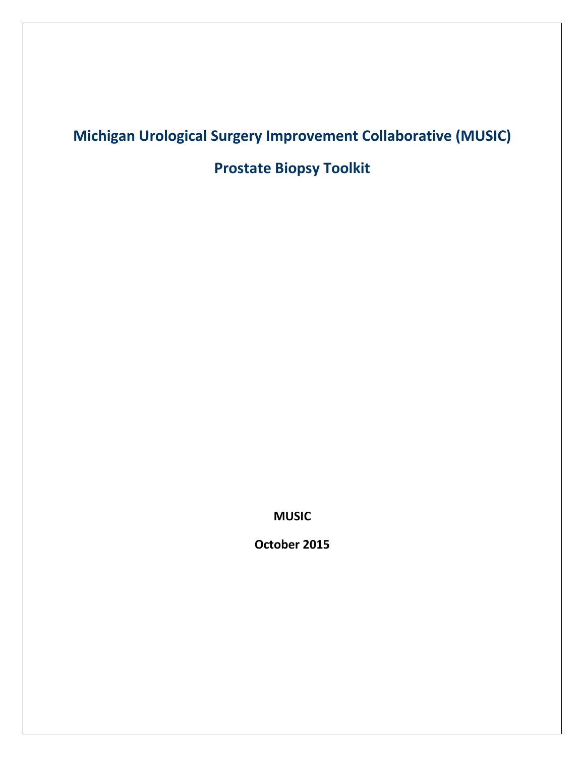# Michigan Urological Surgery Improvement Collaborative (MUSIC)

# Prostate Biopsy Toolkit

**MUSIC**

**October 2015**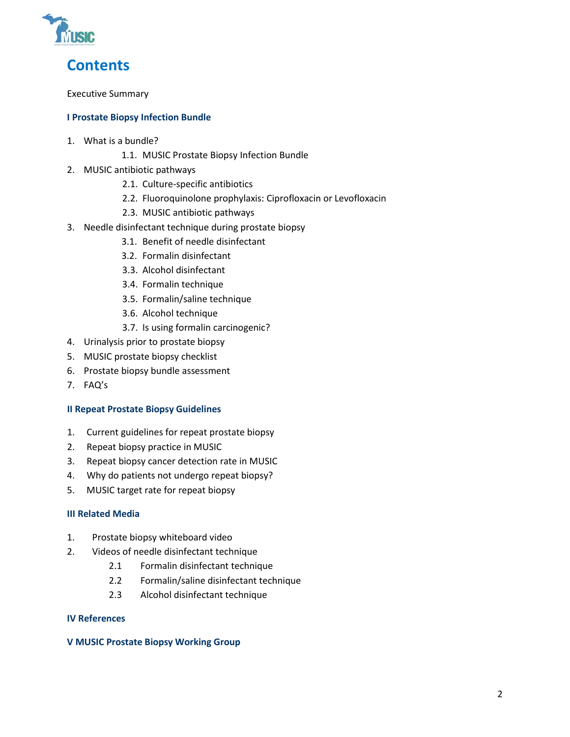# Contents

Executive Summary

**I Prostate Biopsy Infection Bundle**

1. What is a bundle?
   - 1.1. MUSIC Prostate Biopsy Infection Bundle
2. MUSIC antibiotic pathways
   - 2.1. Culture-specific antibiotics
   - 2.2. Fluoroquinolone prophylaxis: Ciprofloxacin or Levofloxacin
   - 2.3. MUSIC antibiotic pathways
3. Needle disinfectant technique during prostate biopsy
   - 3.1. Benefit of needle disinfectant
   - 3.2. Formalin disinfectant
   - 3.3. Alcohol disinfectant
   - 3.4. Formalin technique
   - 3.5. Formalin/saline technique
   - 3.6. Alcohol technique
   - 3.7. Is using formalin carcinogenic?
4. Urinalysis prior to prostate biopsy
5. MUSIC prostate biopsy checklist
6. Prostate biopsy bundle assessment
7. FAQ's

**II Repeat Prostate Biopsy Guidelines**

1. Current guidelines for repeat prostate biopsy
2. Repeat biopsy practice in MUSIC
3. Repeat biopsy cancer detection rate in MUSIC
4. Why do patients not undergo repeat biopsy?
5. MUSIC target rate for repeat biopsy

**III Related Media**

1. Prostate biopsy whiteboard video
2. Videos of needle disinfectant technique
   - 2.1 Formalin disinfectant technique
   - 2.2 Formalin/saline disinfectant technique
   - 2.3 Alcohol disinfectant technique

**IV References**

**V MUSIC Prostate Biopsy Working Group**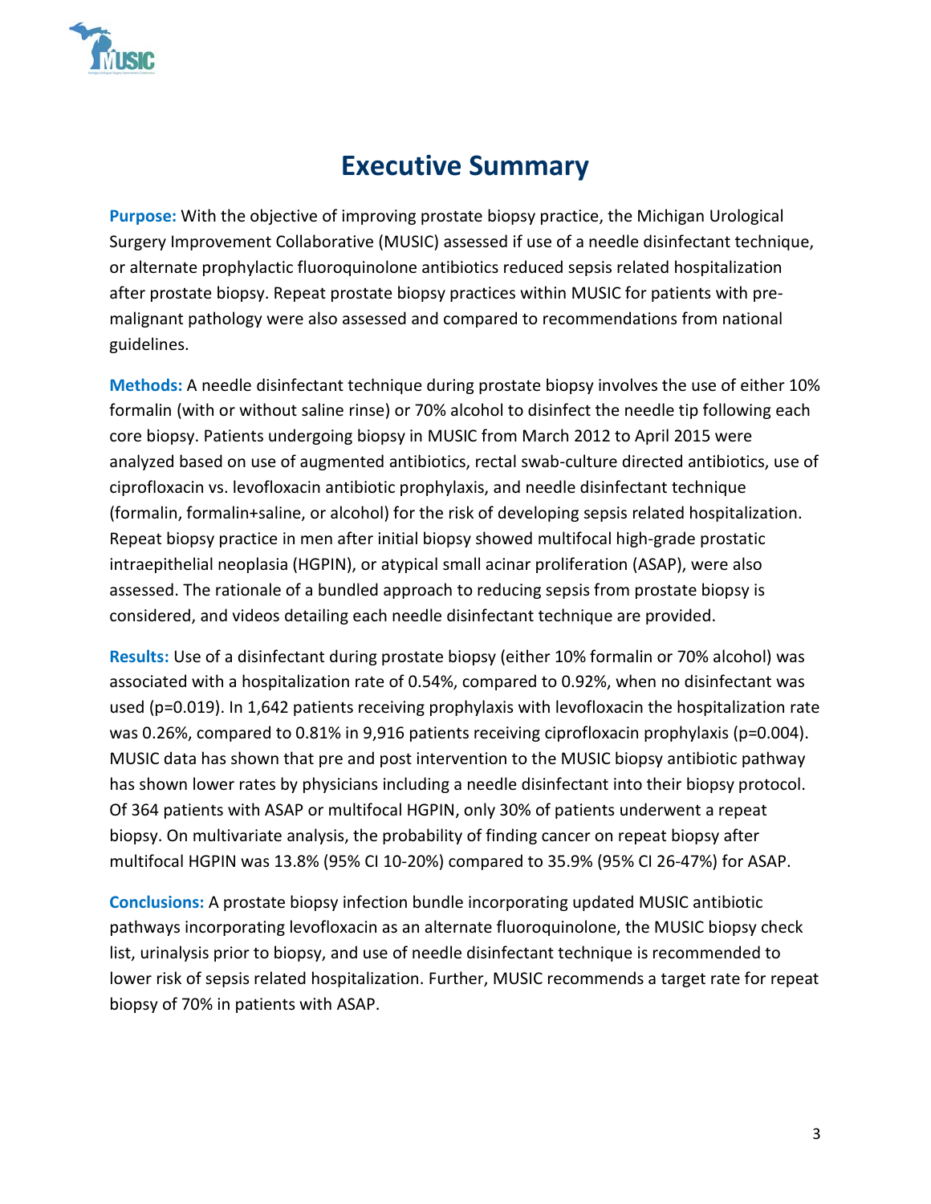# Executive Summary

**Purpose:** With the objective of improving prostate biopsy practice, the Michigan Urological Surgery Improvement Collaborative (MUSIC) assessed if use of a needle disinfectant technique, or alternate prophylactic fluoroquinolone antibiotics reduced sepsis related hospitalization after prostate biopsy. Repeat prostate biopsy practices within MUSIC for patients with pre-malignant pathology were also assessed and compared to recommendations from national guidelines.

**Methods:** A needle disinfectant technique during prostate biopsy involves the use of either 10% formalin (with or without saline rinse) or 70% alcohol to disinfect the needle tip following each core biopsy. Patients undergoing biopsy in MUSIC from March 2012 to April 2015 were analyzed based on use of augmented antibiotics, rectal swab-culture directed antibiotics, use of ciprofloxacin vs. levofloxacin antibiotic prophylaxis, and needle disinfectant technique (formalin, formalin+saline, or alcohol) for the risk of developing sepsis related hospitalization. Repeat biopsy practice in men after initial biopsy showed multifocal high-grade prostatic intraepithelial neoplasia (HGPIN), or atypical small acinar proliferation (ASAP), were also assessed. The rationale of a bundled approach to reducing sepsis from prostate biopsy is considered, and videos detailing each needle disinfectant technique are provided.

**Results:** Use of a disinfectant during prostate biopsy (either 10% formalin or 70% alcohol) was associated with a hospitalization rate of 0.54%, compared to 0.92%, when no disinfectant was used ($p=0.019$). In 1,642 patients receiving prophylaxis with levofloxacin the hospitalization rate was 0.26%, compared to 0.81% in 9,916 patients receiving ciprofloxacin prophylaxis ($p=0.004$). MUSIC data has shown that pre and post intervention to the MUSIC biopsy antibiotic pathway has shown lower rates by physicians including a needle disinfectant into their biopsy protocol. Of 364 patients with ASAP or multifocal HGPIN, only 30% of patients underwent a repeat biopsy. On multivariate analysis, the probability of finding cancer on repeat biopsy after multifocal HGPIN was 13.8% (95% CI 10-20%) compared to 35.9% (95% CI 26-47%) for ASAP.

**Conclusions:** A prostate biopsy infection bundle incorporating updated MUSIC antibiotic pathways incorporating levofloxacin as an alternate fluoroquinolone, the MUSIC biopsy check list, urinalysis prior to biopsy, and use of needle disinfectant technique is recommended to lower risk of sepsis related hospitalization. Further, MUSIC recommends a target rate for repeat biopsy of 70% in patients with ASAP.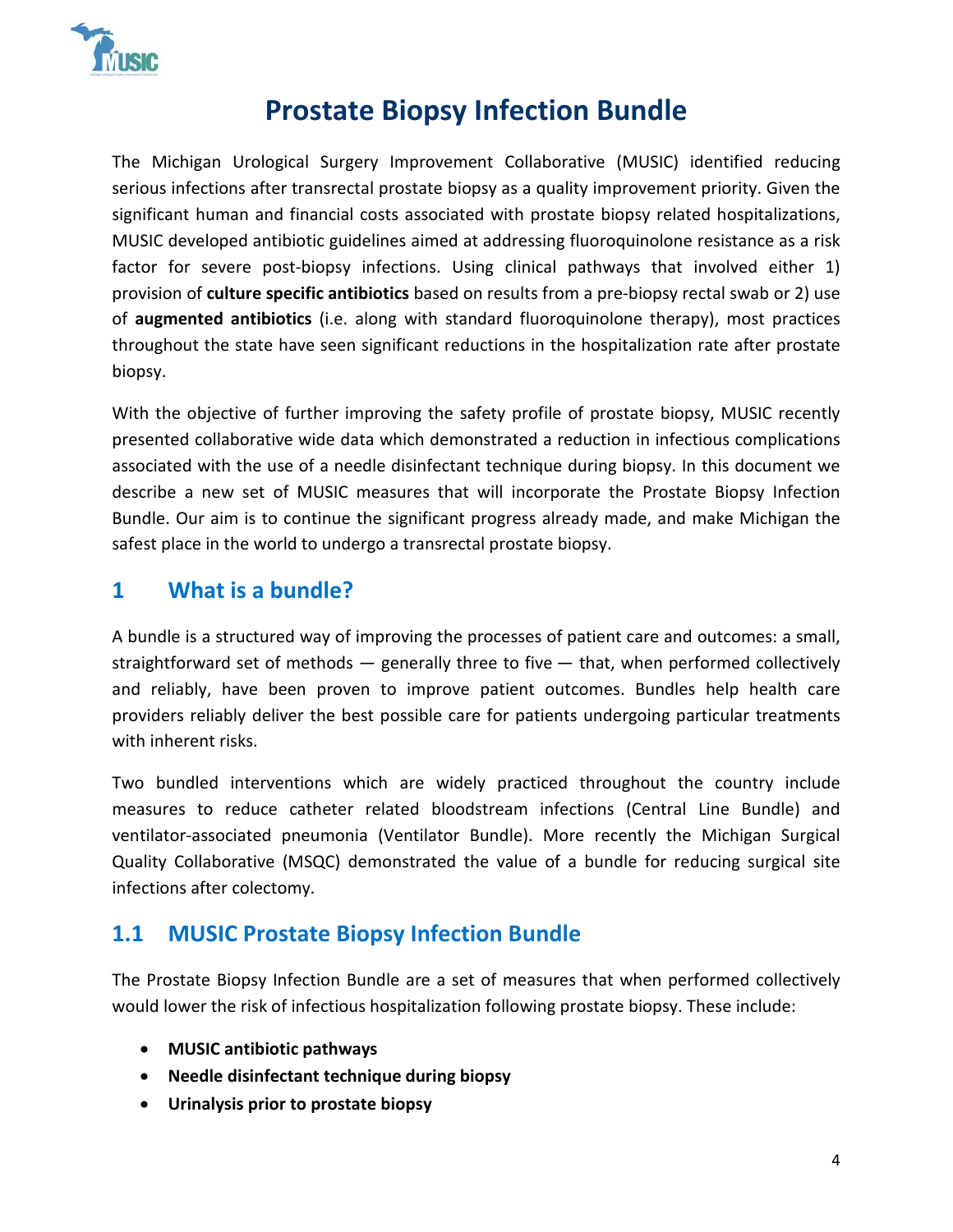# Prostate Biopsy Infection Bundle

The Michigan Urological Surgery Improvement Collaborative (MUSIC) identified reducing serious infections after transrectal prostate biopsy as a quality improvement priority. Given the significant human and financial costs associated with prostate biopsy related hospitalizations, MUSIC developed antibiotic guidelines aimed at addressing fluoroquinolone resistance as a risk factor for severe post-biopsy infections. Using clinical pathways that involved either 1) provision of **culture specific antibiotics** based on results from a pre-biopsy rectal swab or 2) use of **augmented antibiotics** (i.e. along with standard fluoroquinolone therapy), most practices throughout the state have seen significant reductions in the hospitalization rate after prostate biopsy.

With the objective of further improving the safety profile of prostate biopsy, MUSIC recently presented collaborative wide data which demonstrated a reduction in infectious complications associated with the use of a needle disinfectant technique during biopsy. In this document we describe a new set of MUSIC measures that will incorporate the Prostate Biopsy Infection Bundle. Our aim is to continue the significant progress already made, and make Michigan the safest place in the world to undergo a transrectal prostate biopsy.

## 1 What is a bundle?

A bundle is a structured way of improving the processes of patient care and outcomes: a small, straightforward set of methods — generally three to five — that, when performed collectively and reliably, have been proven to improve patient outcomes. Bundles help health care providers reliably deliver the best possible care for patients undergoing particular treatments with inherent risks.

Two bundled interventions which are widely practiced throughout the country include measures to reduce catheter related bloodstream infections (Central Line Bundle) and ventilator-associated pneumonia (Ventilator Bundle). More recently the Michigan Surgical Quality Collaborative (MSQC) demonstrated the value of a bundle for reducing surgical site infections after colectomy.

### 1.1 MUSIC Prostate Biopsy Infection Bundle

The Prostate Biopsy Infection Bundle are a set of measures that when performed collectively would lower the risk of infectious hospitalization following prostate biopsy. These include:

- **MUSIC antibiotic pathways**
- **Needle disinfectant technique during biopsy**
- **Urinalysis prior to prostate biopsy**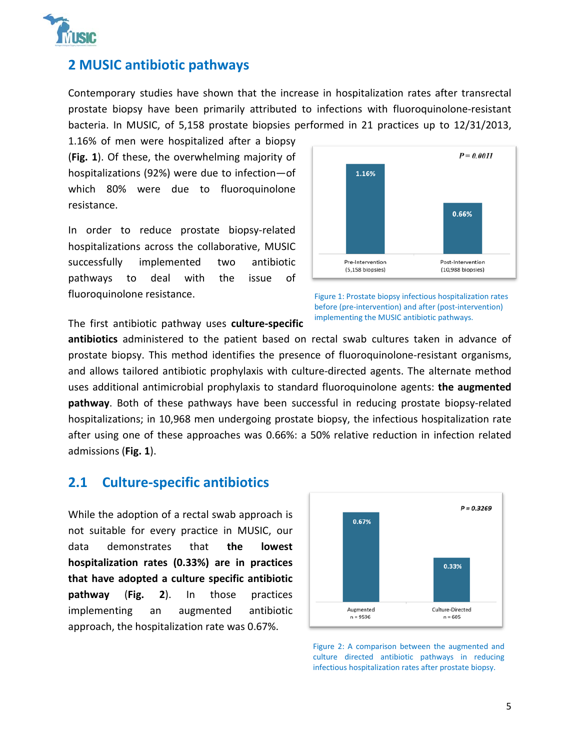## 2 MUSIC antibiotic pathways

Contemporary studies have shown that the increase in hospitalization rates after transrectal prostate biopsy have been primarily attributed to infections with fluoroquinolone-resistant bacteria. In MUSIC, of 5,158 prostate biopsies performed in 21 practices up to 12/31/2013, 1.16% of men were hospitalized after a biopsy (**Fig. 1**). Of these, the overwhelming majority of hospitalizations (92%) were due to infection—of which 80% were due to fluoroquinolone resistance.

In order to reduce prostate biopsy-related hospitalizations across the collaborative, MUSIC successfully implemented two antibiotic pathways to deal with the issue of fluoroquinolone resistance.

Figure 1: Prostate biopsy infectious hospitalization rates before (pre-intervention) and after (post-intervention) implementing the MUSIC antibiotic pathways.

The first antibiotic pathway uses **culture-specific antibiotics** administered to the patient based on rectal swab cultures taken in advance of prostate biopsy. This method identifies the presence of fluoroquinolone-resistant organisms, and allows tailored antibiotic prophylaxis with culture-directed agents. The alternate method uses additional antimicrobial prophylaxis to standard fluoroquinolone agents: **the augmented pathway**. Both of these pathways have been successful in reducing prostate biopsy-related hospitalizations; in 10,968 men undergoing prostate biopsy, the infectious hospitalization rate after using one of these approaches was 0.66%: a 50% relative reduction in infection related admissions (**Fig. 1**).

## 2.1 Culture-specific antibiotics

While the adoption of a rectal swab approach is not suitable for every practice in MUSIC, our data demonstrates that **the lowest hospitalization rates (0.33%) are in practices that have adopted a culture specific antibiotic pathway** (**Fig. 2**). In those practices implementing an augmented antibiotic approach, the hospitalization rate was 0.67%.

Figure 2: A comparison between the augmented and culture directed antibiotic pathways in reducing infectious hospitalization rates after prostate biopsy.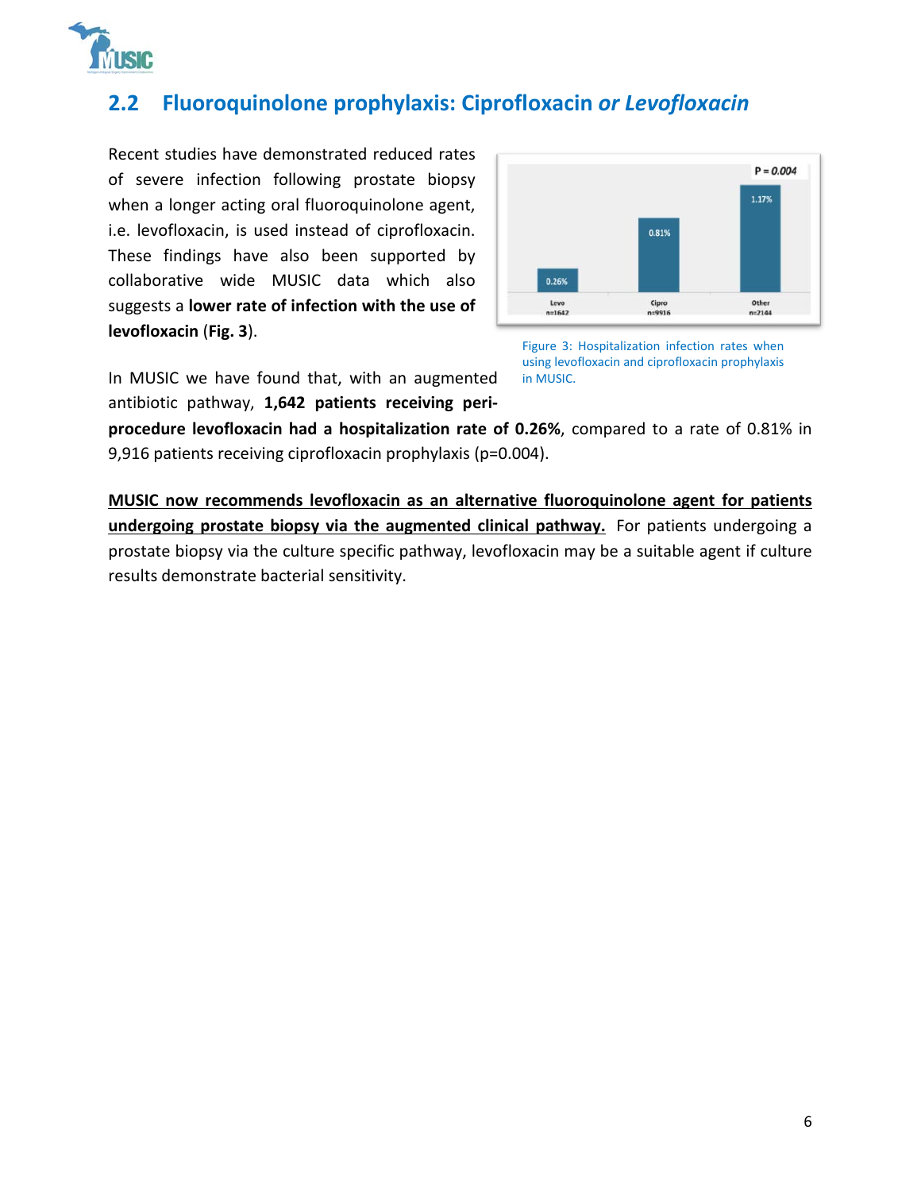## 2.2 Fluoroquinolone prophylaxis: Ciprofloxacin *or Levofloxacin*

Recent studies have demonstrated reduced rates of severe infection following prostate biopsy when a longer acting oral fluoroquinolone agent, i.e. levofloxacin, is used instead of ciprofloxacin. These findings have also been supported by collaborative wide MUSIC data which also suggests a **lower rate of infection with the use of levofloxacin** (**Fig. 3**).

Figure 3: Hospitalization infection rates when using levofloxacin and ciprofloxacin prophylaxis in MUSIC.

In MUSIC we have found that, with an augmented antibiotic pathway, **1,642 patients receiving peri-procedure levofloxacin had a hospitalization rate of 0.26%**, compared to a rate of 0.81% in 9,916 patients receiving ciprofloxacin prophylaxis (p=0.004).

<u>**MUSIC now recommends levofloxacin as an alternative fluoroquinolone agent for patients undergoing prostate biopsy via the augmented clinical pathway.**</u> For patients undergoing a prostate biopsy via the culture specific pathway, levofloxacin may be a suitable agent if culture results demonstrate bacterial sensitivity.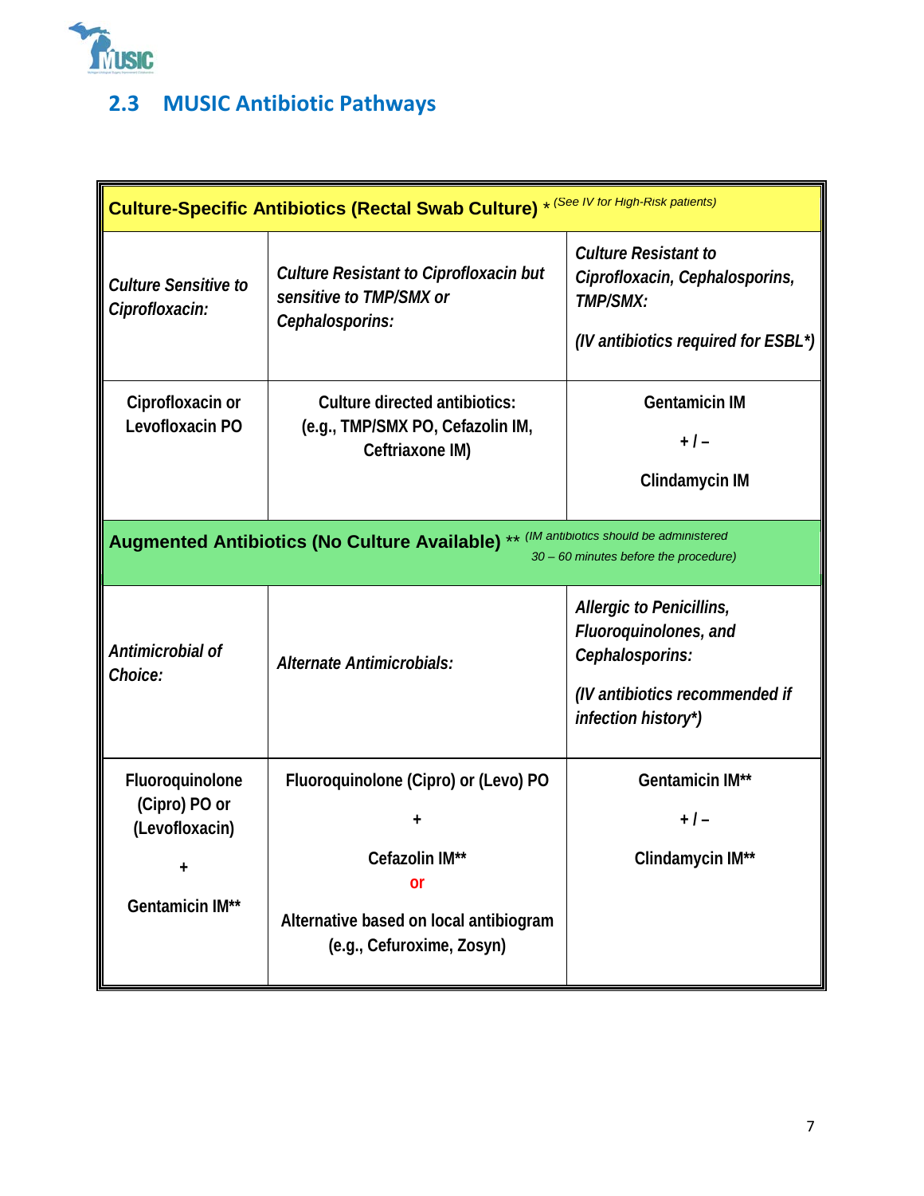## 2.3 MUSIC Antibiotic Pathways

| **Culture-Specific Antibiotics (Rectal Swab Culture)** * *(See IV for High-Risk patients)* | | |
|---|---|---|
| ***Culture Sensitive to Ciprofloxacin:*** | ***Culture Resistant to Ciprofloxacin but sensitive to TMP/SMX or Cephalosporins:*** | ***Culture Resistant to Ciprofloxacin, Cephalosporins, TMP/SMX:*** <br><br> ***(IV antibiotics required for ESBL*)*** |
| **Ciprofloxacin or Levofloxacin PO** | **Culture directed antibiotics: (e.g., TMP/SMX PO, Cefazolin IM, Ceftriaxone IM)** | **Gentamicin IM** <br><br> **+ / –** <br><br> **Clindamycin IM** |
| **Augmented Antibiotics (No Culture Available)** ** *(IM antibiotics should be administered 30 – 60 minutes before the procedure)* | | |
| ***Antimicrobial of Choice:*** | ***Alternate Antimicrobials:*** | ***Allergic to Penicillins, Fluoroquinolones, and Cephalosporins:*** <br><br> ***(IV antibiotics recommended if infection history*)*** |
| **Fluoroquinolone (Cipro) PO or (Levofloxacin)** <br><br> **+** <br><br> **Gentamicin IM**** | **Fluoroquinolone (Cipro) or (Levo) PO** <br><br> **+** <br><br> **Cefazolin IM**** <br> **or** <br><br> **Alternative based on local antibiogram (e.g., Cefuroxime, Zosyn)** | **Gentamicin IM**** <br><br> **+ / –** <br><br> **Clindamycin IM**** |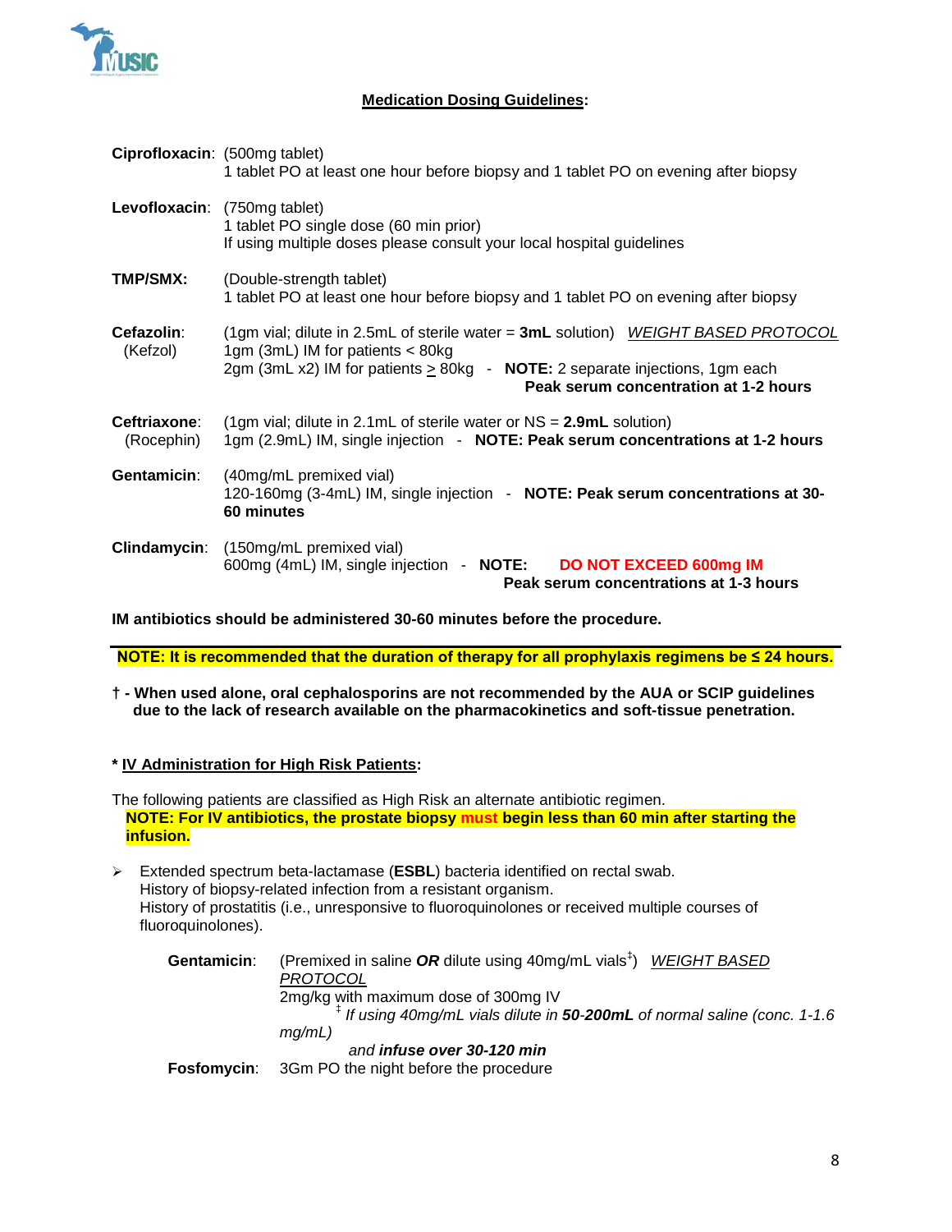## Medication Dosing Guidelines:

**Ciprofloxacin**: (500mg tablet)
1 tablet PO at least one hour before biopsy and 1 tablet PO on evening after biopsy

**Levofloxacin**: (750mg tablet)
1 tablet PO single dose (60 min prior)
If using multiple doses please consult your local hospital guidelines

**TMP/SMX:** (Double-strength tablet)
1 tablet PO at least one hour before biopsy and 1 tablet PO on evening after biopsy

**Cefazolin**: (Kefzol) (1gm vial; dilute in 2.5mL of sterile water = **3mL** solution) *WEIGHT BASED PROTOCOL*
1gm (3mL) IM for patients < 80kg
2gm (3mL x2) IM for patients ≥ 80kg - **NOTE:** 2 separate injections, 1gm each
**Peak serum concentration at 1-2 hours**

**Ceftriaxone**: (Rocephin) (1gm vial; dilute in 2.1mL of sterile water or NS = **2.9mL** solution)
1gm (2.9mL) IM, single injection - **NOTE: Peak serum concentrations at 1-2 hours**

**Gentamicin**: (40mg/mL premixed vial)
120-160mg (3-4mL) IM, single injection - **NOTE: Peak serum concentrations at 30-60 minutes**

**Clindamycin**: (150mg/mL premixed vial)
600mg (4mL) IM, single injection - **NOTE: DO NOT EXCEED 600mg IM**
**Peak serum concentrations at 1-3 hours**

**IM antibiotics should be administered 30-60 minutes before the procedure.**

**NOTE: It is recommended that the duration of therapy for all prophylaxis regimens be ≤ 24 hours.**

**† - When used alone, oral cephalosporins are not recommended by the AUA or SCIP guidelines due to the lack of research available on the pharmacokinetics and soft-tissue penetration.**

**\* IV Administration for High Risk Patients:**

The following patients are classified as High Risk an alternate antibiotic regimen.
**NOTE: For IV antibiotics, the prostate biopsy must begin less than 60 min after starting the infusion.**

- Extended spectrum beta-lactamase (**ESBL**) bacteria identified on rectal swab.
  History of biopsy-related infection from a resistant organism.
  History of prostatitis (i.e., unresponsive to fluoroquinolones or received multiple courses of fluoroquinolones).

**Gentamicin**: (Premixed in saline ***OR*** dilute using 40mg/mL vials[‡]) *WEIGHT BASED PROTOCOL*
2mg/kg with maximum dose of 300mg IV
[‡] *If using 40mg/mL vials dilute in **50-200mL** of normal saline (conc. 1-1.6 mg/mL)*
*and **infuse over 30-120 min***

**Fosfomycin**: 3Gm PO the night before the procedure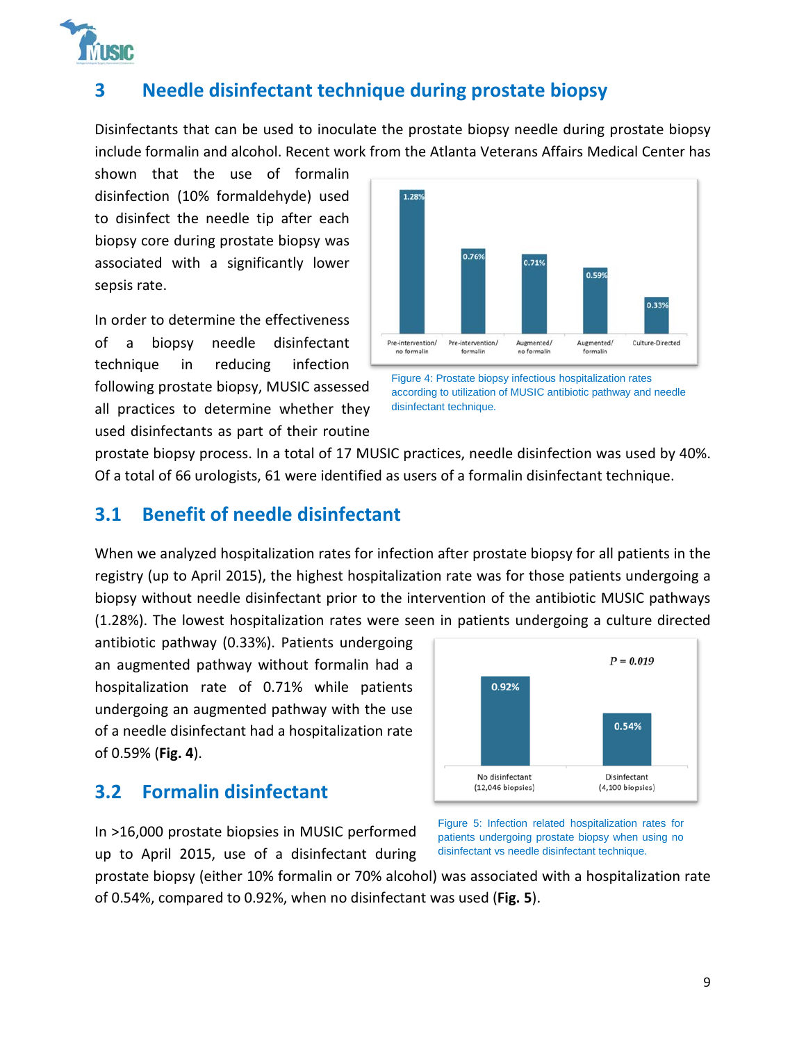## 3 Needle disinfectant technique during prostate biopsy

Disinfectants that can be used to inoculate the prostate biopsy needle during prostate biopsy include formalin and alcohol. Recent work from the Atlanta Veterans Affairs Medical Center has shown that the use of formalin disinfection (10% formaldehyde) used to disinfect the needle tip after each biopsy core during prostate biopsy was associated with a significantly lower sepsis rate.

In order to determine the effectiveness of a biopsy needle disinfectant technique in reducing infection following prostate biopsy, MUSIC assessed all practices to determine whether they used disinfectants as part of their routine prostate biopsy process. In a total of 17 MUSIC practices, needle disinfection was used by 40%. Of a total of 66 urologists, 61 were identified as users of a formalin disinfectant technique.

Figure 4: Prostate biopsy infectious hospitalization rates according to utilization of MUSIC antibiotic pathway and needle disinfectant technique.

### 3.1 Benefit of needle disinfectant

When we analyzed hospitalization rates for infection after prostate biopsy for all patients in the registry (up to April 2015), the highest hospitalization rate was for those patients undergoing a biopsy without needle disinfectant prior to the intervention of the antibiotic MUSIC pathways (1.28%). The lowest hospitalization rates were seen in patients undergoing a culture directed antibiotic pathway (0.33%). Patients undergoing an augmented pathway without formalin had a hospitalization rate of 0.71% while patients undergoing an augmented pathway with the use of a needle disinfectant had a hospitalization rate of 0.59% (**Fig. 4**).

### 3.2 Formalin disinfectant

In >16,000 prostate biopsies in MUSIC performed up to April 2015, use of a disinfectant during prostate biopsy (either 10% formalin or 70% alcohol) was associated with a hospitalization rate of 0.54%, compared to 0.92%, when no disinfectant was used (**Fig. 5**).

Figure 5: Infection related hospitalization rates for patients undergoing prostate biopsy when using no disinfectant vs needle disinfectant technique.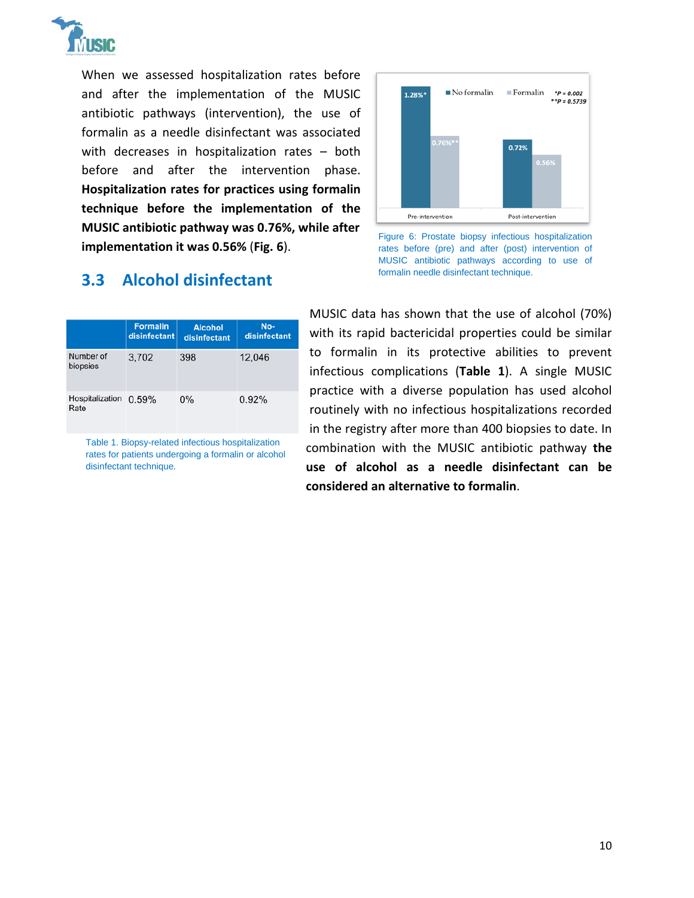When we assessed hospitalization rates before and after the implementation of the MUSIC antibiotic pathways (intervention), the use of formalin as a needle disinfectant was associated with decreases in hospitalization rates – both before and after the intervention phase. **Hospitalization rates for practices using formalin technique before the implementation of the MUSIC antibiotic pathway was 0.76%, while after implementation it was 0.56%** (**Fig. 6**).

Figure 6: Prostate biopsy infectious hospitalization rates before (pre) and after (post) intervention of MUSIC antibiotic pathways according to use of formalin needle disinfectant technique.

## 3.3 Alcohol disinfectant

| | Formalin disinfectant | Alcohol disinfectant | No-disinfectant |
|---|---|---|---|
| Number of biopsies | 3,702 | 398 | 12,046 |
| Hospitalization Rate | 0.59% | 0% | 0.92% |

Table 1. Biopsy-related infectious hospitalization rates for patients undergoing a formalin or alcohol disinfectant technique.

MUSIC data has shown that the use of alcohol (70%) with its rapid bactericidal properties could be similar to formalin in its protective abilities to prevent infectious complications (**Table 1**). A single MUSIC practice with a diverse population has used alcohol routinely with no infectious hospitalizations recorded in the registry after more than 400 biopsies to date. In combination with the MUSIC antibiotic pathway **the use of alcohol as a needle disinfectant can be considered an alternative to formalin**.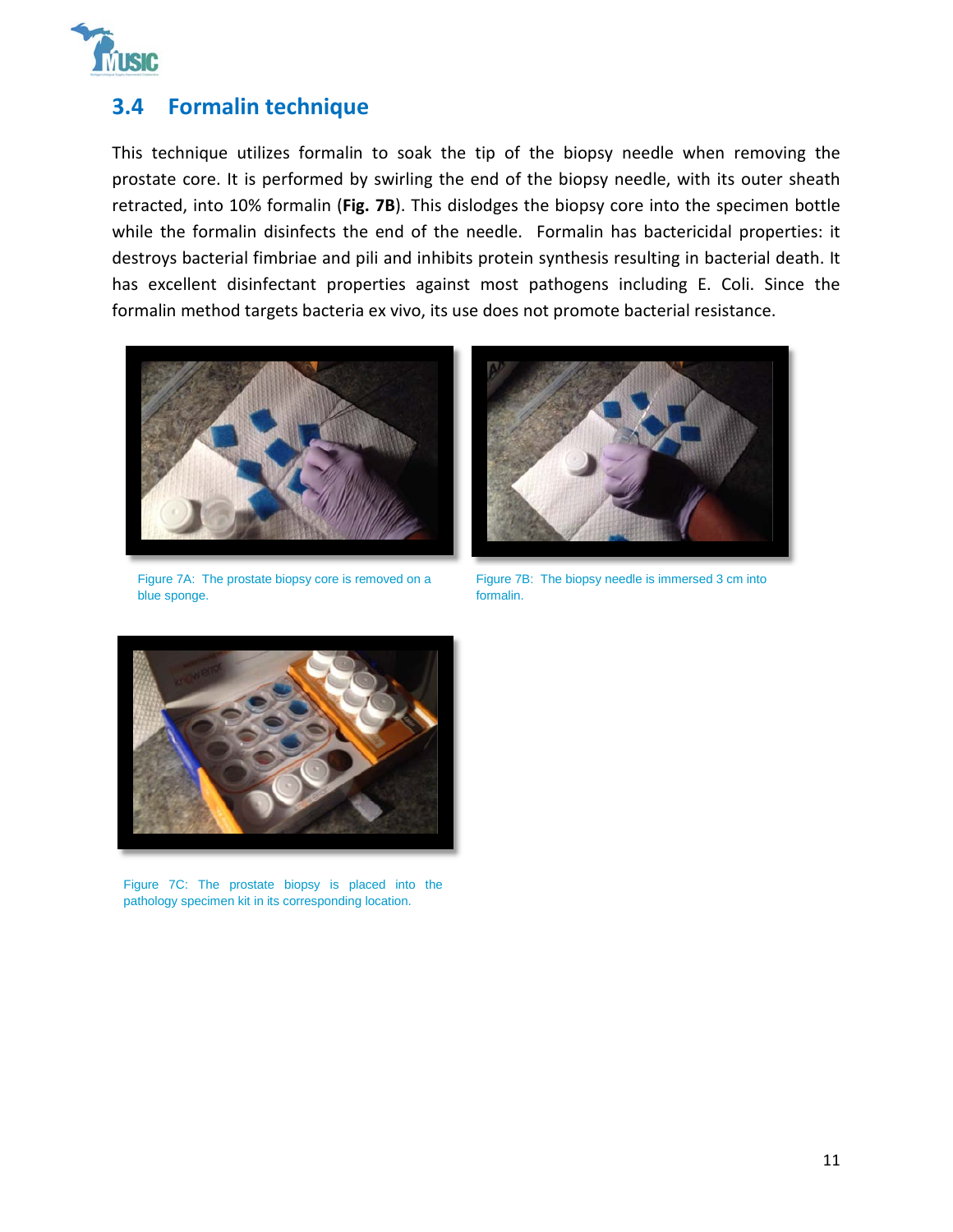## 3.4 Formalin technique

This technique utilizes formalin to soak the tip of the biopsy needle when removing the prostate core. It is performed by swirling the end of the biopsy needle, with its outer sheath retracted, into 10% formalin (**Fig. 7B**). This dislodges the biopsy core into the specimen bottle while the formalin disinfects the end of the needle. Formalin has bactericidal properties: it destroys bacterial fimbriae and pili and inhibits protein synthesis resulting in bacterial death. It has excellent disinfectant properties against most pathogens including E. Coli. Since the formalin method targets bacteria ex vivo, its use does not promote bacterial resistance.

Figure 7A: The prostate biopsy core is removed on a blue sponge.

Figure 7B: The biopsy needle is immersed 3 cm into formalin.

Figure 7C: The prostate biopsy is placed into the pathology specimen kit in its corresponding location.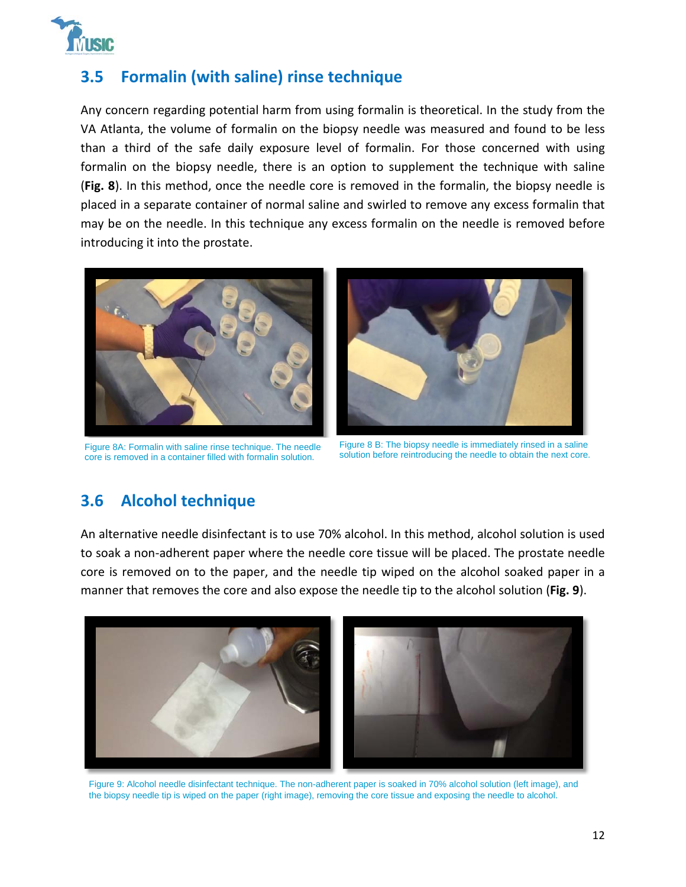## 3.5 Formalin (with saline) rinse technique

Any concern regarding potential harm from using formalin is theoretical. In the study from the VA Atlanta, the volume of formalin on the biopsy needle was measured and found to be less than a third of the safe daily exposure level of formalin. For those concerned with using formalin on the biopsy needle, there is an option to supplement the technique with saline (**Fig. 8**). In this method, once the needle core is removed in the formalin, the biopsy needle is placed in a separate container of normal saline and swirled to remove any excess formalin that may be on the needle. In this technique any excess formalin on the needle is removed before introducing it into the prostate.

Figure 8A: Formalin with saline rinse technique. The needle core is removed in a container filled with formalin solution.

Figure 8 B: The biopsy needle is immediately rinsed in a saline solution before reintroducing the needle to obtain the next core.

## 3.6 Alcohol technique

An alternative needle disinfectant is to use 70% alcohol. In this method, alcohol solution is used to soak a non-adherent paper where the needle core tissue will be placed. The prostate needle core is removed on to the paper, and the needle tip wiped on the alcohol soaked paper in a manner that removes the core and also expose the needle tip to the alcohol solution (**Fig. 9**).

Figure 9: Alcohol needle disinfectant technique. The non-adherent paper is soaked in 70% alcohol solution (left image), and the biopsy needle tip is wiped on the paper (right image), removing the core tissue and exposing the needle to alcohol.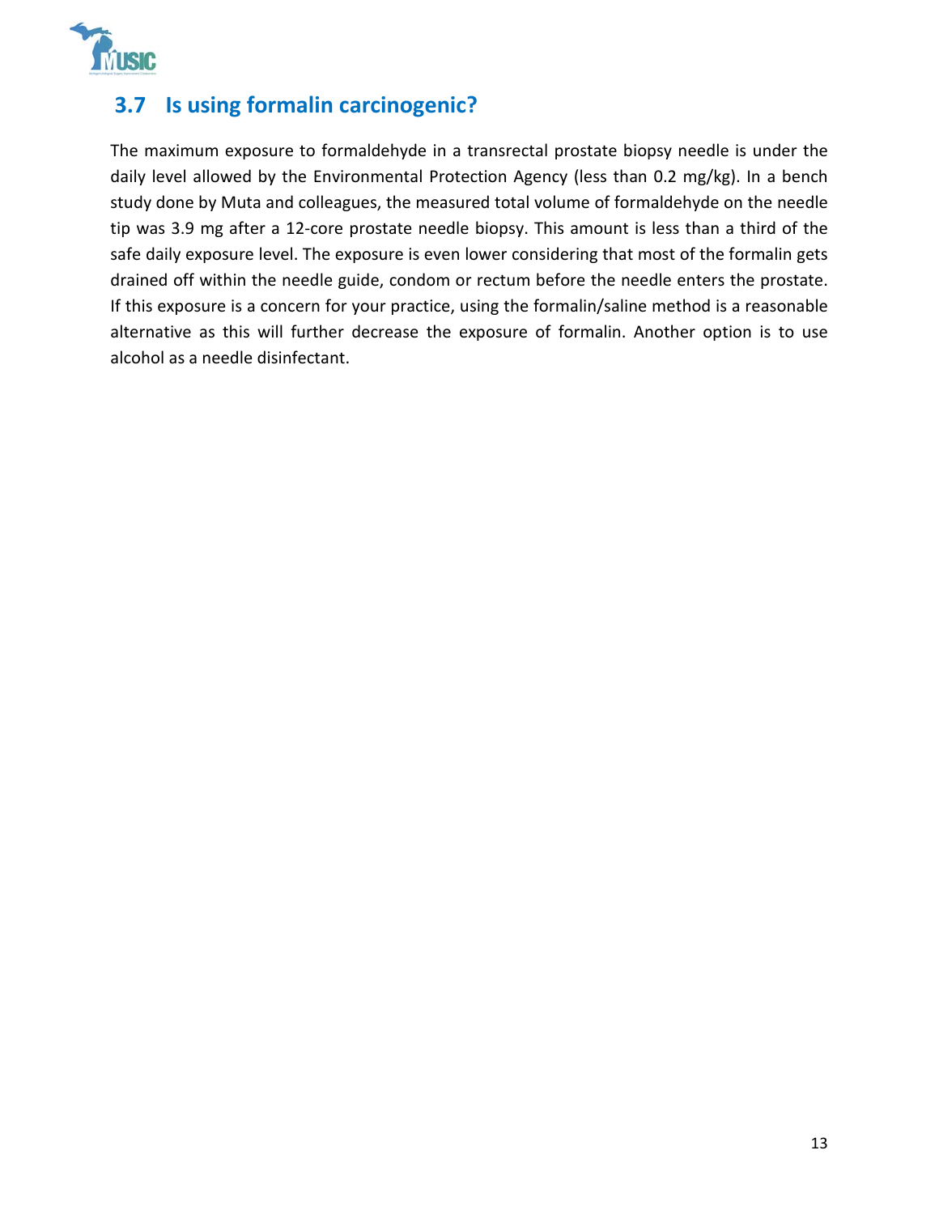## 3.7 Is using formalin carcinogenic?

The maximum exposure to formaldehyde in a transrectal prostate biopsy needle is under the daily level allowed by the Environmental Protection Agency (less than 0.2 mg/kg). In a bench study done by Muta and colleagues, the measured total volume of formaldehyde on the needle tip was 3.9 mg after a 12-core prostate needle biopsy. This amount is less than a third of the safe daily exposure level. The exposure is even lower considering that most of the formalin gets drained off within the needle guide, condom or rectum before the needle enters the prostate. If this exposure is a concern for your practice, using the formalin/saline method is a reasonable alternative as this will further decrease the exposure of formalin. Another option is to use alcohol as a needle disinfectant.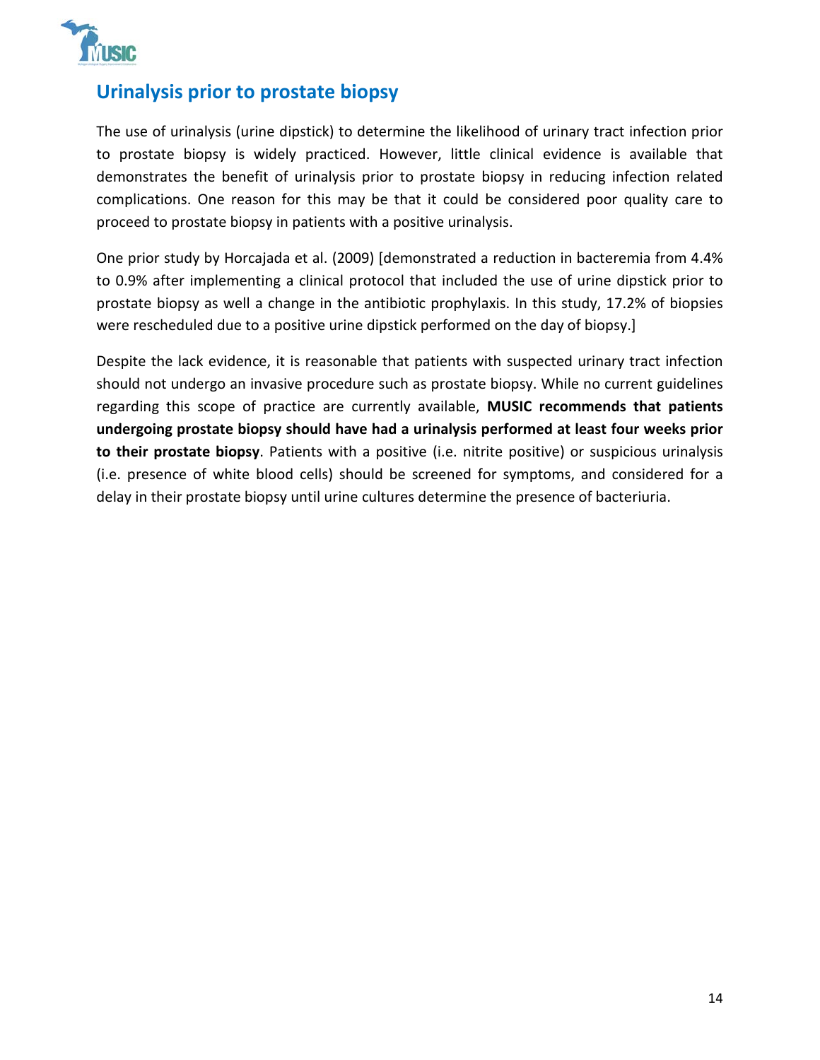## Urinalysis prior to prostate biopsy

The use of urinalysis (urine dipstick) to determine the likelihood of urinary tract infection prior to prostate biopsy is widely practiced. However, little clinical evidence is available that demonstrates the benefit of urinalysis prior to prostate biopsy in reducing infection related complications. One reason for this may be that it could be considered poor quality care to proceed to prostate biopsy in patients with a positive urinalysis.

One prior study by Horcajada et al. (2009) [demonstrated a reduction in bacteremia from 4.4% to 0.9% after implementing a clinical protocol that included the use of urine dipstick prior to prostate biopsy as well a change in the antibiotic prophylaxis. In this study, 17.2% of biopsies were rescheduled due to a positive urine dipstick performed on the day of biopsy.]

Despite the lack evidence, it is reasonable that patients with suspected urinary tract infection should not undergo an invasive procedure such as prostate biopsy. While no current guidelines regarding this scope of practice are currently available, **MUSIC recommends that patients undergoing prostate biopsy should have had a urinalysis performed at least four weeks prior to their prostate biopsy**. Patients with a positive (i.e. nitrite positive) or suspicious urinalysis (i.e. presence of white blood cells) should be screened for symptoms, and considered for a delay in their prostate biopsy until urine cultures determine the presence of bacteriuria.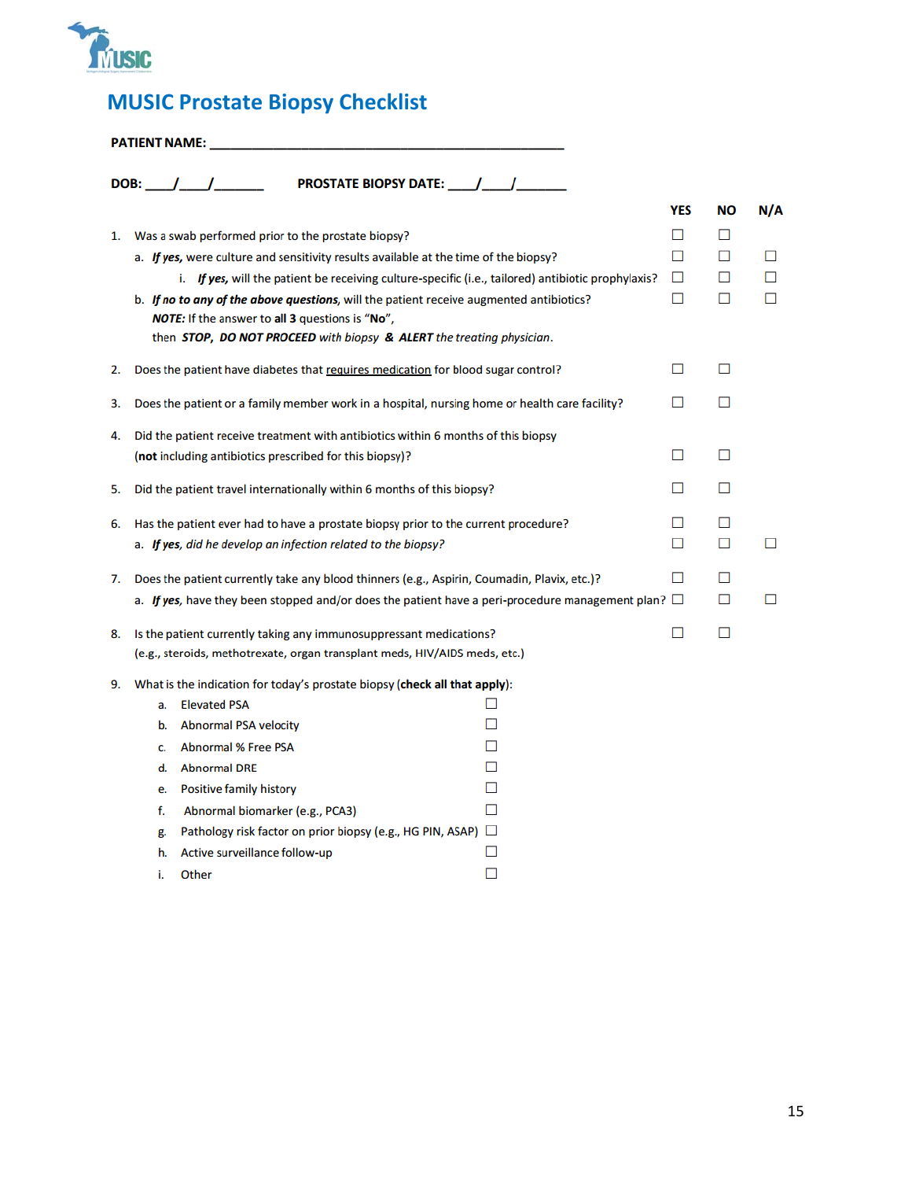# MUSIC Prostate Biopsy Checklist

**PATIENT NAME:** ___________________________________________________

**DOB:** ___/___/______  **PROSTATE BIOPSY DATE:** ___/___/______

| | YES | NO | N/A |
|---|---|---|---|
| 1. Was a swab performed prior to the prostate biopsy? | ☐ | ☐ | |
| a. ***If yes,*** were culture and sensitivity results available at the time of the biopsy? | ☐ | ☐ | ☐ |
| i. ***If yes,*** will the patient be receiving culture-specific (i.e., tailored) antibiotic prophylaxis? | ☐ | ☐ | ☐ |
| b. ***If no to any of the above questions,*** will the patient receive augmented antibiotics? ***NOTE:*** If the answer to **all 3** questions is "**No**", then ***STOP, DO NOT PROCEED** with biopsy* **&** ***ALERT** the treating physician*. | ☐ | ☐ | ☐ |
| 2. Does the patient have diabetes that requires medication for blood sugar control? | ☐ | ☐ | |
| 3. Does the patient or a family member work in a hospital, nursing home or health care facility? | ☐ | ☐ | |
| 4. Did the patient receive treatment with antibiotics within 6 months of this biopsy (**not** including antibiotics prescribed for this biopsy)? | ☐ | ☐ | |
| 5. Did the patient travel internationally within 6 months of this biopsy? | ☐ | ☐ | |
| 6. Has the patient ever had to have a prostate biopsy prior to the current procedure? | ☐ | ☐ | |
| a. ***If yes,*** *did he develop an infection related to the biopsy?* | ☐ | ☐ | ☐ |
| 7. Does the patient currently take any blood thinners (e.g., Aspirin, Coumadin, Plavix, etc.)? | ☐ | ☐ | |
| a. ***If yes,*** have they been stopped and/or does the patient have a peri-procedure management plan? | ☐ | ☐ | ☐ |
| 8. Is the patient currently taking any immunosuppressant medications? (e.g., steroids, methotrexate, organ transplant meds, HIV/AIDS meds, etc.) | ☐ | ☐ | |

9. What is the indication for today's prostate biopsy (**check all that apply**):

- a. Elevated PSA ☐
- b. Abnormal PSA velocity ☐
- c. Abnormal % Free PSA ☐
- d. Abnormal DRE ☐
- e. Positive family history ☐
- f. Abnormal biomarker (e.g., PCA3) ☐
- g. Pathology risk factor on prior biopsy (e.g., HG PIN, ASAP) ☐
- h. Active surveillance follow-up ☐
- i. Other ☐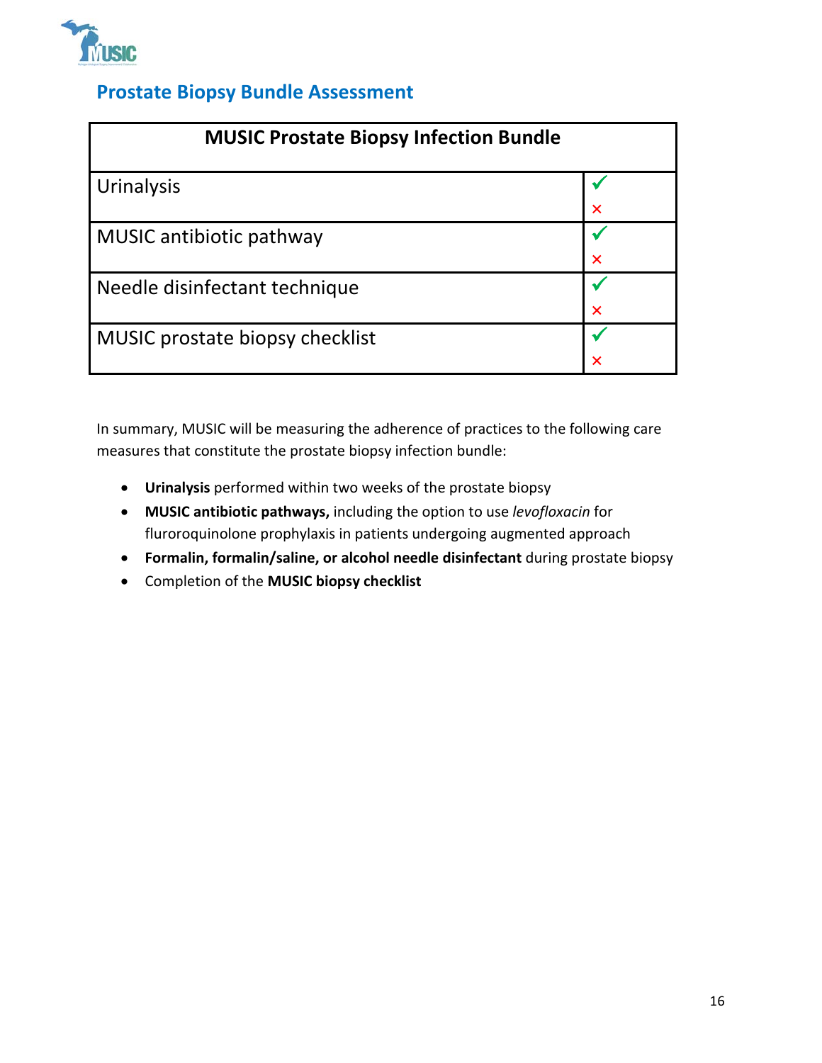## Prostate Biopsy Bundle Assessment

| MUSIC Prostate Biopsy Infection Bundle | |
|---|---|
| Urinalysis | ✓ × |
| MUSIC antibiotic pathway | ✓ × |
| Needle disinfectant technique | ✓ × |
| MUSIC prostate biopsy checklist | ✓ × |

In summary, MUSIC will be measuring the adherence of practices to the following care measures that constitute the prostate biopsy infection bundle:

- **Urinalysis** performed within two weeks of the prostate biopsy
- **MUSIC antibiotic pathways,** including the option to use *levofloxacin* for fluroroquinolone prophylaxis in patients undergoing augmented approach
- **Formalin, formalin/saline, or alcohol needle disinfectant** during prostate biopsy
- Completion of the **MUSIC biopsy checklist**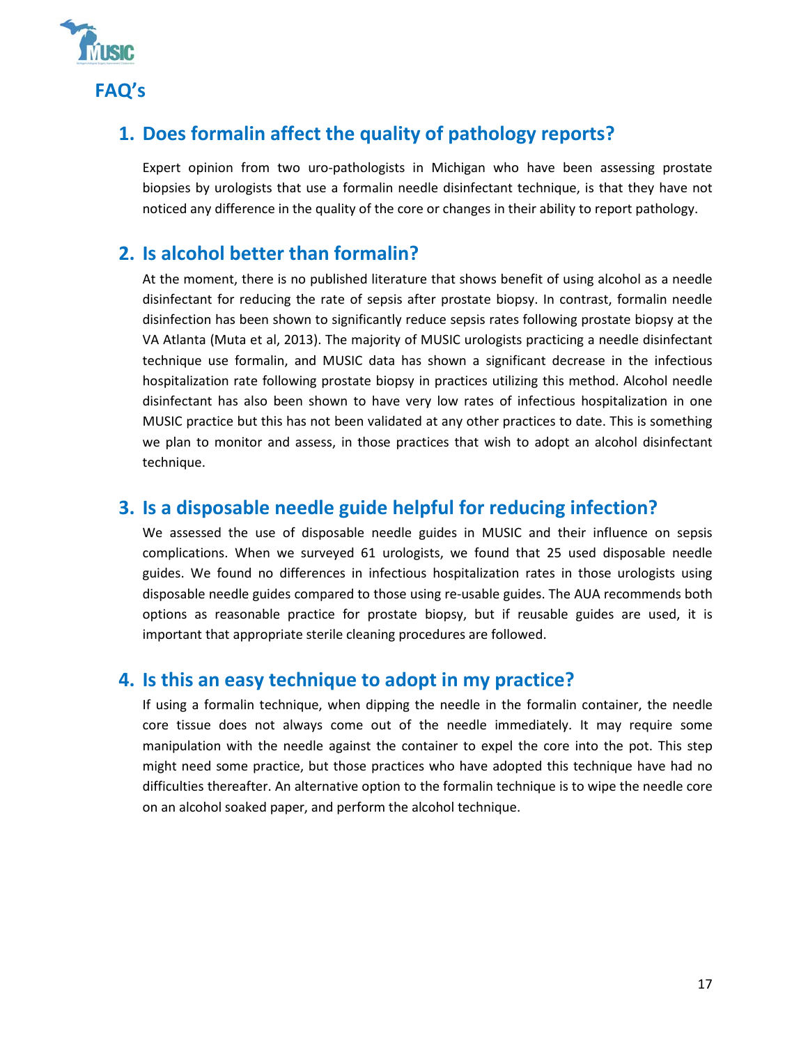# FAQ's

## 1. Does formalin affect the quality of pathology reports?

Expert opinion from two uro-pathologists in Michigan who have been assessing prostate biopsies by urologists that use a formalin needle disinfectant technique, is that they have not noticed any difference in the quality of the core or changes in their ability to report pathology.

## 2. Is alcohol better than formalin?

At the moment, there is no published literature that shows benefit of using alcohol as a needle disinfectant for reducing the rate of sepsis after prostate biopsy. In contrast, formalin needle disinfection has been shown to significantly reduce sepsis rates following prostate biopsy at the VA Atlanta (Muta et al, 2013). The majority of MUSIC urologists practicing a needle disinfectant technique use formalin, and MUSIC data has shown a significant decrease in the infectious hospitalization rate following prostate biopsy in practices utilizing this method. Alcohol needle disinfectant has also been shown to have very low rates of infectious hospitalization in one MUSIC practice but this has not been validated at any other practices to date. This is something we plan to monitor and assess, in those practices that wish to adopt an alcohol disinfectant technique.

## 3. Is a disposable needle guide helpful for reducing infection?

We assessed the use of disposable needle guides in MUSIC and their influence on sepsis complications. When we surveyed 61 urologists, we found that 25 used disposable needle guides. We found no differences in infectious hospitalization rates in those urologists using disposable needle guides compared to those using re-usable guides. The AUA recommends both options as reasonable practice for prostate biopsy, but if reusable guides are used, it is important that appropriate sterile cleaning procedures are followed.

## 4. Is this an easy technique to adopt in my practice?

If using a formalin technique, when dipping the needle in the formalin container, the needle core tissue does not always come out of the needle immediately. It may require some manipulation with the needle against the container to expel the core into the pot. This step might need some practice, but those practices who have adopted this technique have had no difficulties thereafter. An alternative option to the formalin technique is to wipe the needle core on an alcohol soaked paper, and perform the alcohol technique.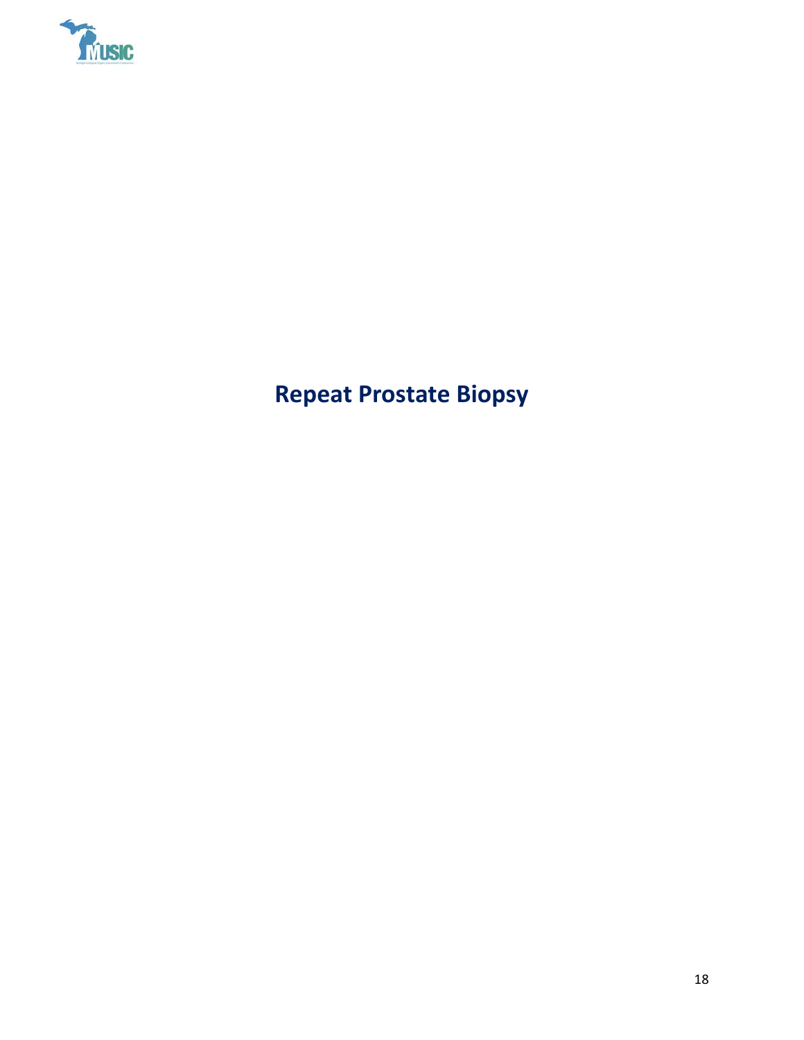# Repeat Prostate Biopsy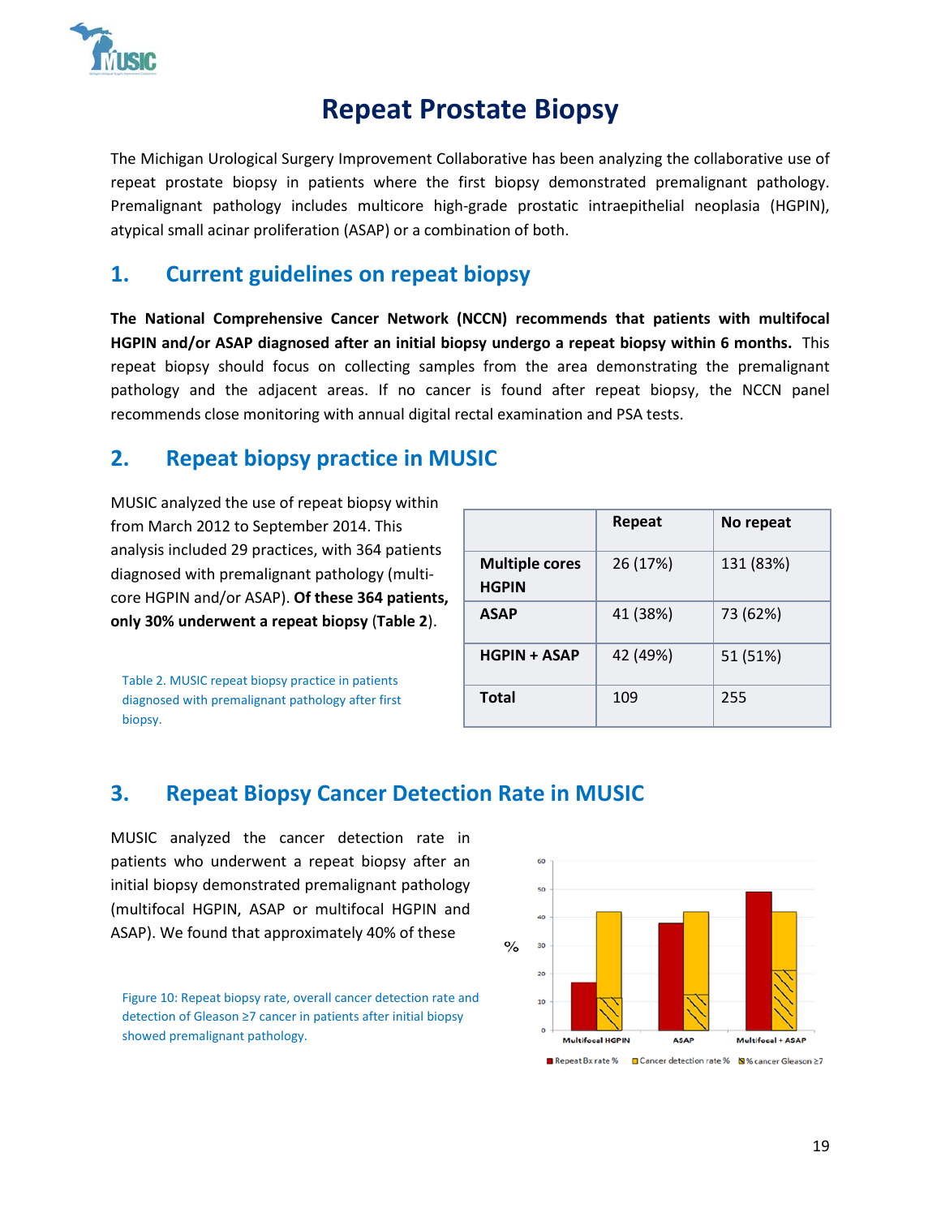# Repeat Prostate Biopsy

The Michigan Urological Surgery Improvement Collaborative has been analyzing the collaborative use of repeat prostate biopsy in patients where the first biopsy demonstrated premalignant pathology. Premalignant pathology includes multicore high-grade prostatic intraepithelial neoplasia (HGPIN), atypical small acinar proliferation (ASAP) or a combination of both.

## 1. Current guidelines on repeat biopsy

**The National Comprehensive Cancer Network (NCCN) recommends that patients with multifocal HGPIN and/or ASAP diagnosed after an initial biopsy undergo a repeat biopsy within 6 months.** This repeat biopsy should focus on collecting samples from the area demonstrating the premalignant pathology and the adjacent areas. If no cancer is found after repeat biopsy, the NCCN panel recommends close monitoring with annual digital rectal examination and PSA tests.

## 2. Repeat biopsy practice in MUSIC

MUSIC analyzed the use of repeat biopsy within from March 2012 to September 2014. This analysis included 29 practices, with 364 patients diagnosed with premalignant pathology (multi-core HGPIN and/or ASAP). **Of these 364 patients, only 30% underwent a repeat biopsy** (**Table 2**).

| | **Repeat** | **No repeat** |
|---|---|---|
| **Multiple cores HGPIN** | 26 (17%) | 131 (83%) |
| **ASAP** | 41 (38%) | 73 (62%) |
| **HGPIN + ASAP** | 42 (49%) | 51 (51%) |
| **Total** | 109 | 255 |

Table 2. MUSIC repeat biopsy practice in patients diagnosed with premalignant pathology after first biopsy.

## 3. Repeat Biopsy Cancer Detection Rate in MUSIC

MUSIC analyzed the cancer detection rate in patients who underwent a repeat biopsy after an initial biopsy demonstrated premalignant pathology (multifocal HGPIN, ASAP or multifocal HGPIN and ASAP). We found that approximately 40% of these

Figure 10: Repeat biopsy rate, overall cancer detection rate and detection of Gleason ≥7 cancer in patients after initial biopsy showed premalignant pathology.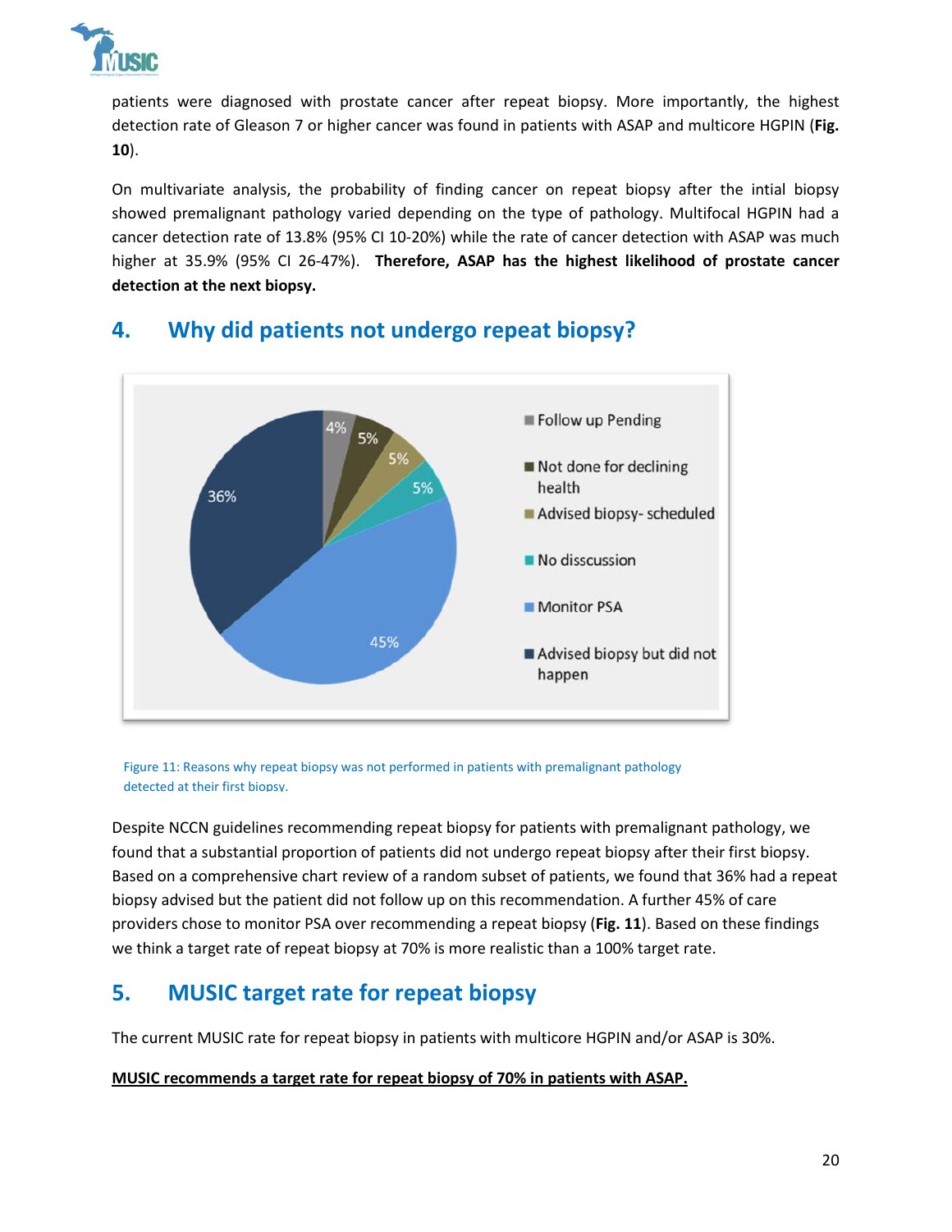patients were diagnosed with prostate cancer after repeat biopsy. More importantly, the highest detection rate of Gleason 7 or higher cancer was found in patients with ASAP and multicore HGPIN (**Fig. 10**).

On multivariate analysis, the probability of finding cancer on repeat biopsy after the intial biopsy showed premalignant pathology varied depending on the type of pathology. Multifocal HGPIN had a cancer detection rate of 13.8% (95% CI 10-20%) while the rate of cancer detection with ASAP was much higher at 35.9% (95% CI 26-47%). **Therefore, ASAP has the highest likelihood of prostate cancer detection at the next biopsy.**

## 4. Why did patients not undergo repeat biopsy?

Figure 11: Reasons why repeat biopsy was not performed in patients with premalignant pathology detected at their first biopsy.

| Reason | Percentage |
|---|---|
| Follow up Pending | 4% |
| Not done for declining health | 5% |
| Advised biopsy- scheduled | 5% |
| No disscussion | 5% |
| Monitor PSA | 45% |
| Advised biopsy but did not happen | 36% |

Despite NCCN guidelines recommending repeat biopsy for patients with premalignant pathology, we found that a substantial proportion of patients did not undergo repeat biopsy after their first biopsy. Based on a comprehensive chart review of a random subset of patients, we found that 36% had a repeat biopsy advised but the patient did not follow up on this recommendation. A further 45% of care providers chose to monitor PSA over recommending a repeat biopsy (**Fig. 11**). Based on these findings we think a target rate of repeat biopsy at 70% is more realistic than a 100% target rate.

## 5. MUSIC target rate for repeat biopsy

The current MUSIC rate for repeat biopsy in patients with multicore HGPIN and/or ASAP is 30%.

**MUSIC recommends a target rate for repeat biopsy of 70% in patients with ASAP.**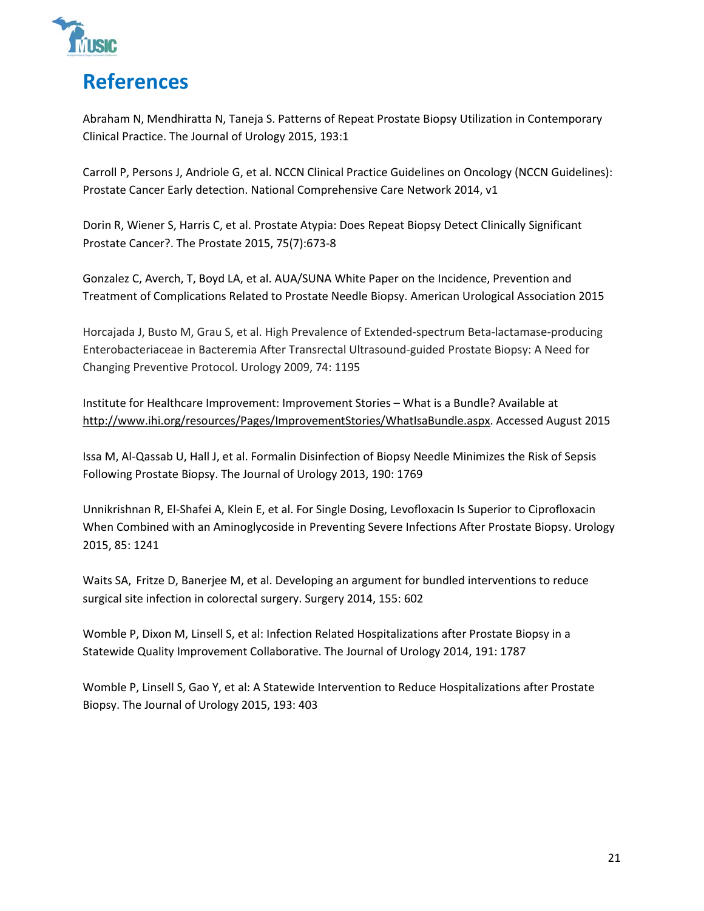# References

Abraham N, Mendhiratta N, Taneja S. Patterns of Repeat Prostate Biopsy Utilization in Contemporary Clinical Practice. The Journal of Urology 2015, 193:1

Carroll P, Persons J, Andriole G, et al. NCCN Clinical Practice Guidelines on Oncology (NCCN Guidelines): Prostate Cancer Early detection. National Comprehensive Care Network 2014, v1

Dorin R, Wiener S, Harris C, et al. Prostate Atypia: Does Repeat Biopsy Detect Clinically Significant Prostate Cancer?. The Prostate 2015, 75(7):673-8

Gonzalez C, Averch, T, Boyd LA, et al. AUA/SUNA White Paper on the Incidence, Prevention and Treatment of Complications Related to Prostate Needle Biopsy. American Urological Association 2015

Horcajada J, Busto M, Grau S, et al. High Prevalence of Extended-spectrum Beta-lactamase-producing Enterobacteriaceae in Bacteremia After Transrectal Ultrasound-guided Prostate Biopsy: A Need for Changing Preventive Protocol. Urology 2009, 74: 1195

Institute for Healthcare Improvement: Improvement Stories – What is a Bundle? Available at http://www.ihi.org/resources/Pages/ImprovementStories/WhatIsaBundle.aspx. Accessed August 2015

Issa M, Al-Qassab U, Hall J, et al. Formalin Disinfection of Biopsy Needle Minimizes the Risk of Sepsis Following Prostate Biopsy. The Journal of Urology 2013, 190: 1769

Unnikrishnan R, El-Shafei A, Klein E, et al. For Single Dosing, Levofloxacin Is Superior to Ciprofloxacin When Combined with an Aminoglycoside in Preventing Severe Infections After Prostate Biopsy. Urology 2015, 85: 1241

Waits SA, Fritze D, Banerjee M, et al. Developing an argument for bundled interventions to reduce surgical site infection in colorectal surgery. Surgery 2014, 155: 602

Womble P, Dixon M, Linsell S, et al: Infection Related Hospitalizations after Prostate Biopsy in a Statewide Quality Improvement Collaborative. The Journal of Urology 2014, 191: 1787

Womble P, Linsell S, Gao Y, et al: A Statewide Intervention to Reduce Hospitalizations after Prostate Biopsy. The Journal of Urology 2015, 193: 403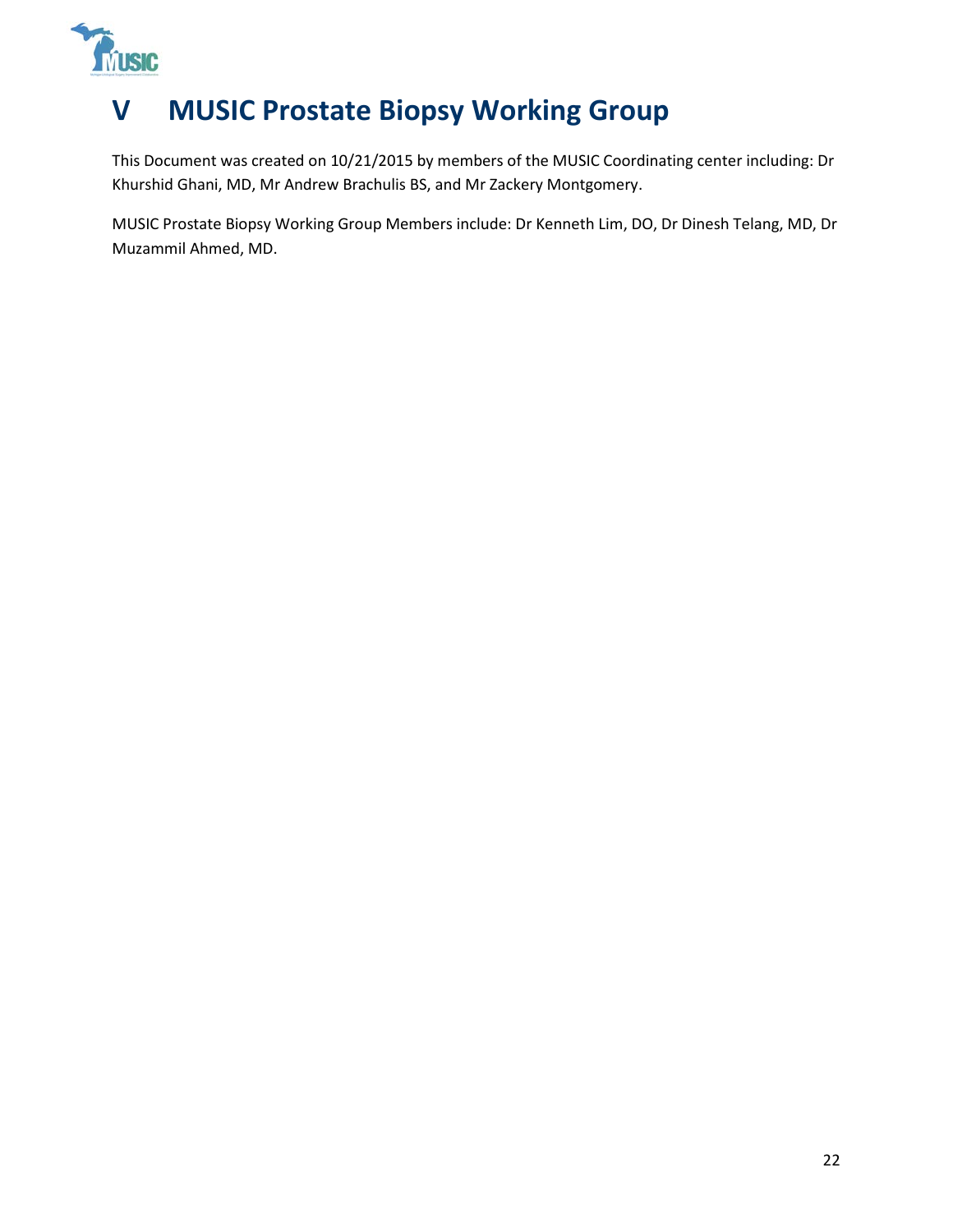# V MUSIC Prostate Biopsy Working Group

This Document was created on 10/21/2015 by members of the MUSIC Coordinating center including: Dr Khurshid Ghani, MD, Mr Andrew Brachulis BS, and Mr Zackery Montgomery.

MUSIC Prostate Biopsy Working Group Members include: Dr Kenneth Lim, DO, Dr Dinesh Telang, MD, Dr Muzammil Ahmed, MD.